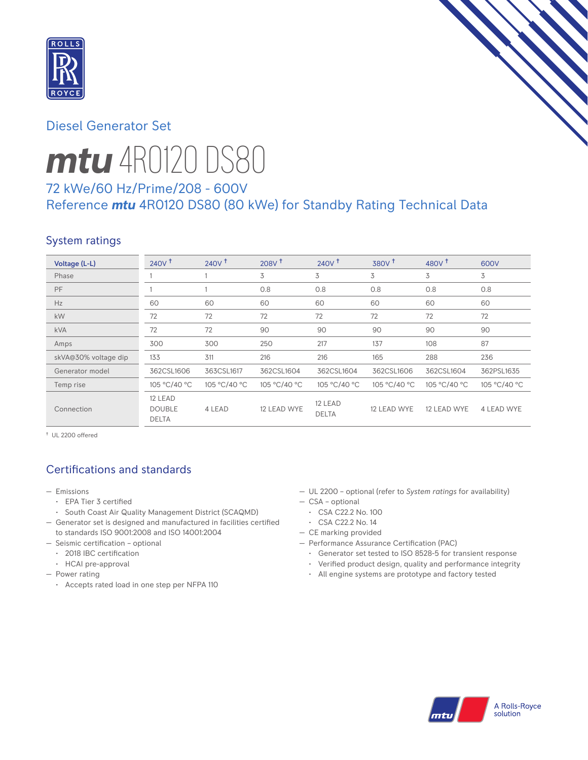## Diesel Generator Set

# mtu 4R0120 DS80

### 72 kWe/60 Hz/Prime/208 - 600V
### Reference mtu 4R0120 DS80 (80 kWe) for Standby Rating Technical Data

## System ratings

| Voltage (L-L) | 240V † | 240V † | 208V † | 240V † | 380V † | 480V † | 600V |
|---|---|---|---|---|---|---|---|
| Phase | 1 | 1 | 3 | 3 | 3 | 3 | 3 |
| PF | 1 | 1 | 0.8 | 0.8 | 0.8 | 0.8 | 0.8 |
| Hz | 60 | 60 | 60 | 60 | 60 | 60 | 60 |
| kW | 72 | 72 | 72 | 72 | 72 | 72 | 72 |
| kVA | 72 | 72 | 90 | 90 | 90 | 90 | 90 |
| Amps | 300 | 300 | 250 | 217 | 137 | 108 | 87 |
| skVA@30% voltage dip | 133 | 311 | 216 | 216 | 165 | 288 | 236 |
| Generator model | 362CSL1606 | 363CSL1617 | 362CSL1604 | 362CSL1604 | 362CSL1606 | 362CSL1604 | 362PSL1635 |
| Temp rise | 105 °C/40 °C | 105 °C/40 °C | 105 °C/40 °C | 105 °C/40 °C | 105 °C/40 °C | 105 °C/40 °C | 105 °C/40 °C |
| Connection | 12 LEAD DOUBLE DELTA | 4 LEAD | 12 LEAD WYE | 12 LEAD DELTA | 12 LEAD WYE | 12 LEAD WYE | 4 LEAD WYE |

† UL 2200 offered

## Certifications and standards

- Emissions
  - EPA Tier 3 certified
  - South Coast Air Quality Management District (SCAQMD)
- Generator set is designed and manufactured in facilities certified to standards ISO 9001:2008 and ISO 14001:2004
- Seismic certification – optional
  - 2018 IBC certification
  - HCAI pre-approval
- Power rating
  - Accepts rated load in one step per NFPA 110
- UL 2200 – optional (refer to *System ratings* for availability)
- CSA – optional
  - CSA C22.2 No. 100
  - CSA C22.2 No. 14
- CE marking provided
- Performance Assurance Certification (PAC)
  - Generator set tested to ISO 8528-5 for transient response
  - Verified product design, quality and performance integrity
  - All engine systems are prototype and factory tested

A Rolls-Royce solution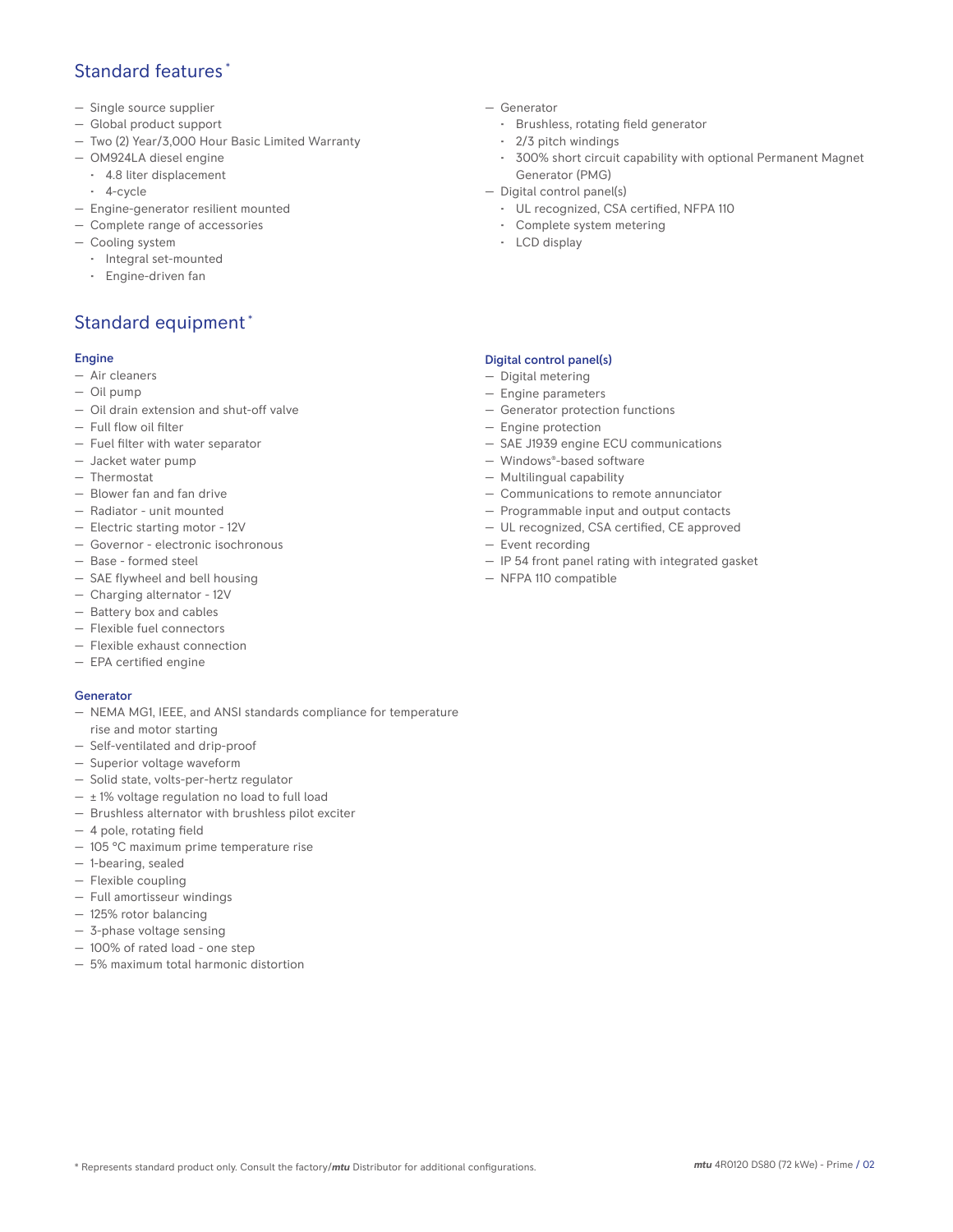## Standard features *

- Single source supplier
- Global product support
- Two (2) Year/3,000 Hour Basic Limited Warranty
- OM924LA diesel engine
  - 4.8 liter displacement
  - 4-cycle
- Engine-generator resilient mounted
- Complete range of accessories
- Cooling system
  - Integral set-mounted
  - Engine-driven fan
- Generator
  - Brushless, rotating field generator
  - 2/3 pitch windings
  - 300% short circuit capability with optional Permanent Magnet Generator (PMG)
- Digital control panel(s)
  - UL recognized, CSA certified, NFPA 110
  - Complete system metering
  - LCD display

## Standard equipment *

### Engine

- Air cleaners
- Oil pump
- Oil drain extension and shut-off valve
- Full flow oil filter
- Fuel filter with water separator
- Jacket water pump
- Thermostat
- Blower fan and fan drive
- Radiator - unit mounted
- Electric starting motor - 12V
- Governor - electronic isochronous
- Base - formed steel
- SAE flywheel and bell housing
- Charging alternator - 12V
- Battery box and cables
- Flexible fuel connectors
- Flexible exhaust connection
- EPA certified engine

### Generator

- NEMA MG1, IEEE, and ANSI standards compliance for temperature rise and motor starting
- Self-ventilated and drip-proof
- Superior voltage waveform
- Solid state, volts-per-hertz regulator
- ± 1% voltage regulation no load to full load
- Brushless alternator with brushless pilot exciter
- 4 pole, rotating field
- 105 °C maximum prime temperature rise
- 1-bearing, sealed
- Flexible coupling
- Full amortisseur windings
- 125% rotor balancing
- 3-phase voltage sensing
- 100% of rated load - one step
- 5% maximum total harmonic distortion

### Digital control panel(s)

- Digital metering
- Engine parameters
- Generator protection functions
- Engine protection
- SAE J1939 engine ECU communications
- Windows®-based software
- Multilingual capability
- Communications to remote annunciator
- Programmable input and output contacts
- UL recognized, CSA certified, CE approved
- Event recording
- IP 54 front panel rating with integrated gasket
- NFPA 110 compatible

* Represents standard product only. Consult the factory/*mtu* Distributor for additional configurations.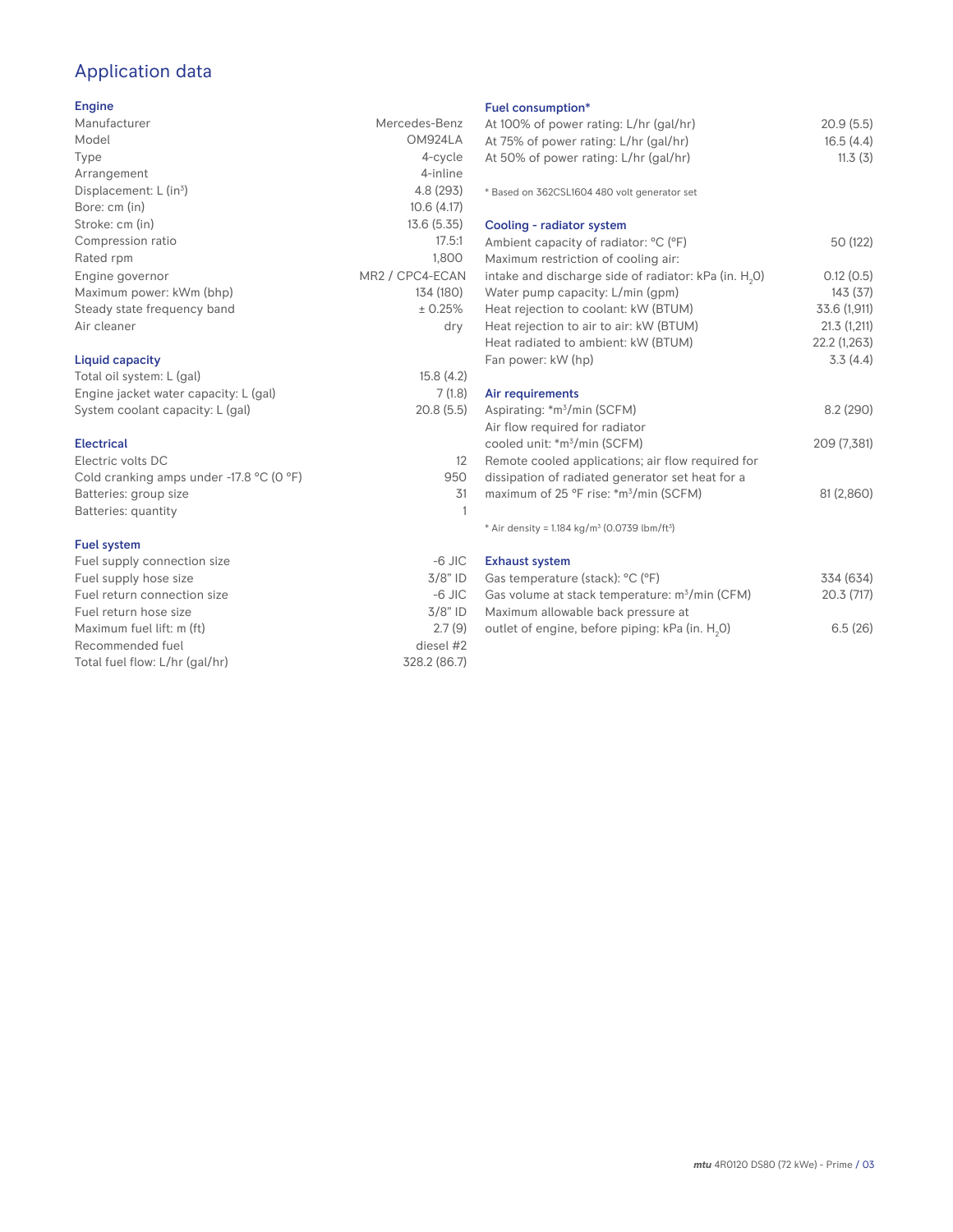# Application data

## Engine

| | |
|---|---|
| Manufacturer | Mercedes-Benz |
| Model | OM924LA |
| Type | 4-cycle |
| Arrangement | 4-inline |
| Displacement: L ($in^3$) | 4.8 (293) |
| Bore: cm (in) | 10.6 (4.17) |
| Stroke: cm (in) | 13.6 (5.35) |
| Compression ratio | 17.5:1 |
| Rated rpm | 1,800 |
| Engine governor | MR2 / CPC4-ECAN |
| Maximum power: kWm (bhp) | 134 (180) |
| Steady state frequency band | ± 0.25% |
| Air cleaner | dry |

## Liquid capacity

| | |
|---|---|
| Total oil system: L (gal) | 15.8 (4.2) |
| Engine jacket water capacity: L (gal) | 7 (1.8) |
| System coolant capacity: L (gal) | 20.8 (5.5) |

## Electrical

| | |
|---|---|
| Electric volts DC | 12 |
| Cold cranking amps under -17.8 °C (0 °F) | 950 |
| Batteries: group size | 31 |
| Batteries: quantity | 1 |

## Fuel system

| | |
|---|---|
| Fuel supply connection size | -6 JIC |
| Fuel supply hose size | 3/8" ID |
| Fuel return connection size | -6 JIC |
| Fuel return hose size | 3/8" ID |
| Maximum fuel lift: m (ft) | 2.7 (9) |
| Recommended fuel | diesel #2 |
| Total fuel flow: L/hr (gal/hr) | 328.2 (86.7) |

## Fuel consumption*

| | |
|---|---|
| At 100% of power rating: L/hr (gal/hr) | 20.9 (5.5) |
| At 75% of power rating: L/hr (gal/hr) | 16.5 (4.4) |
| At 50% of power rating: L/hr (gal/hr) | 11.3 (3) |

* Based on 362CSL1604 480 volt generator set

## Cooling - radiator system

| | |
|---|---|
| Ambient capacity of radiator: °C (°F) | 50 (122) |
| Maximum restriction of cooling air: intake and discharge side of radiator: kPa (in. $H_2O$) | 0.12 (0.5) |
| Water pump capacity: L/min (gpm) | 143 (37) |
| Heat rejection to coolant: kW (BTUM) | 33.6 (1,911) |
| Heat rejection to air to air: kW (BTUM) | 21.3 (1,211) |
| Heat radiated to ambient: kW (BTUM) | 22.2 (1,263) |
| Fan power: kW (hp) | 3.3 (4.4) |

## Air requirements

| | |
|---|---|
| Aspirating: *$m^3$/min (SCFM) | 8.2 (290) |
| Air flow required for radiator cooled unit: *$m^3$/min (SCFM) | 209 (7,381) |
| Remote cooled applications; air flow required for dissipation of radiated generator set heat for a maximum of 25 °F rise: *$m^3$/min (SCFM) | 81 (2,860) |

* Air density = 1.184 kg/$m^3$ (0.0739 lbm/$ft^3$)

## Exhaust system

| | |
|---|---|
| Gas temperature (stack): °C (°F) | 334 (634) |
| Gas volume at stack temperature: $m^3$/min (CFM) | 20.3 (717) |
| Maximum allowable back pressure at outlet of engine, before piping: kPa (in. $H_2O$) | 6.5 (26) |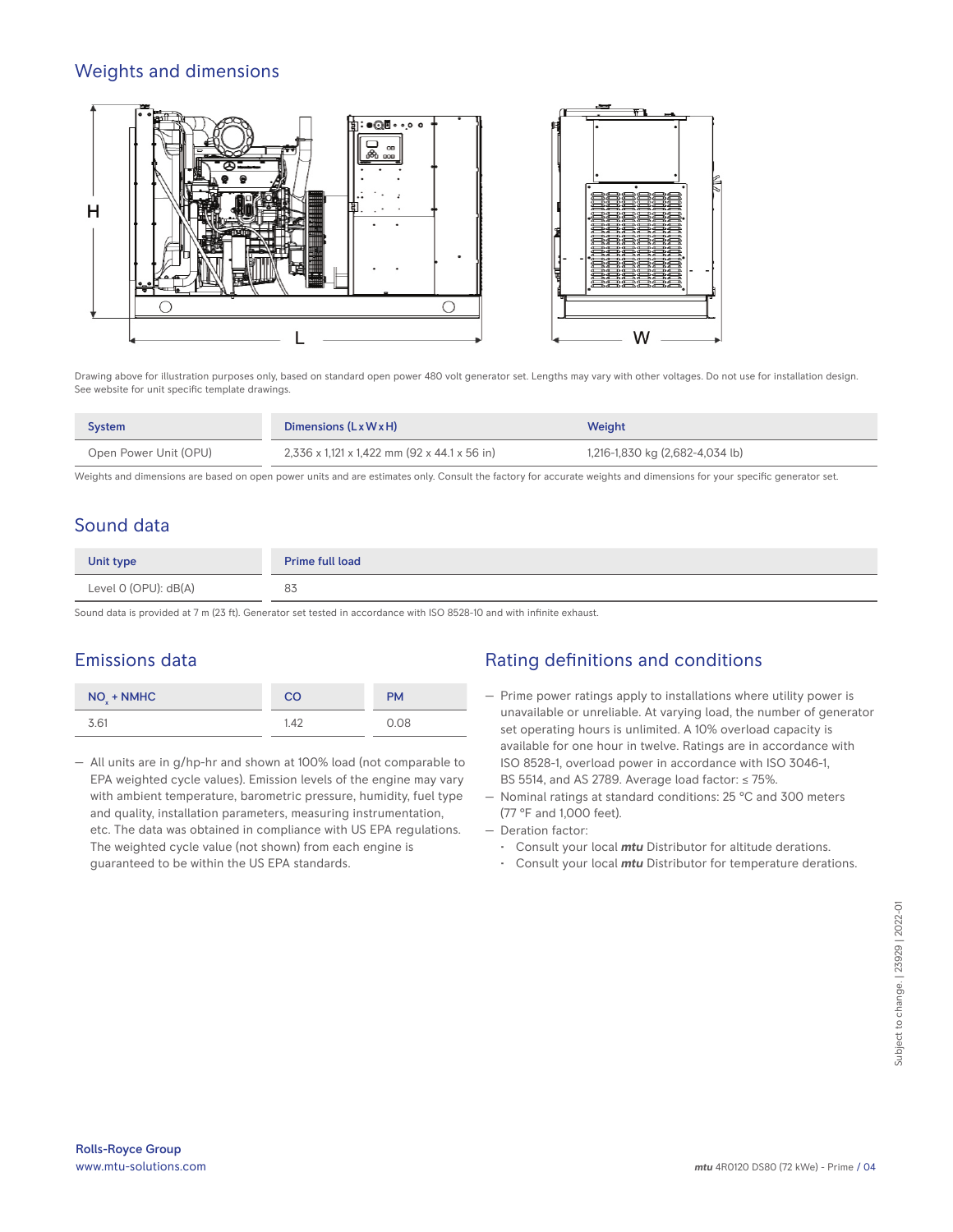## Weights and dimensions

H

L

W

Drawing above for illustration purposes only, based on standard open power 480 volt generator set. Lengths may vary with other voltages. Do not use for installation design. See website for unit specific template drawings.

| System | Dimensions (L x W x H) | Weight |
|---|---|---|
| Open Power Unit (OPU) | 2,336 x 1,121 x 1,422 mm (92 x 44.1 x 56 in) | 1,216-1,830 kg (2,682-4,034 lb) |

Weights and dimensions are based on open power units and are estimates only. Consult the factory for accurate weights and dimensions for your specific generator set.

## Sound data

| Unit type | Prime full load |
|---|---|
| Level 0 (OPU): dB(A) | 83 |

Sound data is provided at 7 m (23 ft). Generator set tested in accordance with ISO 8528-10 and with infinite exhaust.

## Emissions data

| $NO_x$ + NMHC | CO | PM |
|---|---|---|
| 3.61 | 1.42 | 0.08 |

— All units are in g/hp-hr and shown at 100% load (not comparable to EPA weighted cycle values). Emission levels of the engine may vary with ambient temperature, barometric pressure, humidity, fuel type and quality, installation parameters, measuring instrumentation, etc. The data was obtained in compliance with US EPA regulations. The weighted cycle value (not shown) from each engine is guaranteed to be within the US EPA standards.

## Rating definitions and conditions

— Prime power ratings apply to installations where utility power is unavailable or unreliable. At varying load, the number of generator set operating hours is unlimited. A 10% overload capacity is available for one hour in twelve. Ratings are in accordance with ISO 8528-1, overload power in accordance with ISO 3046-1, BS 5514, and AS 2789. Average load factor: ≤ 75%.

— Nominal ratings at standard conditions: 25 °C and 300 meters (77 °F and 1,000 feet).

— Deration factor:
- Consult your local ***mtu*** Distributor for altitude derations.
- Consult your local ***mtu*** Distributor for temperature derations.

Subject to change. | 23929 | 2022-01

**Rolls-Royce Group**
www.mtu-solutions.com

***mtu*** 4R0120 DS80 (72 kWe) - Prime